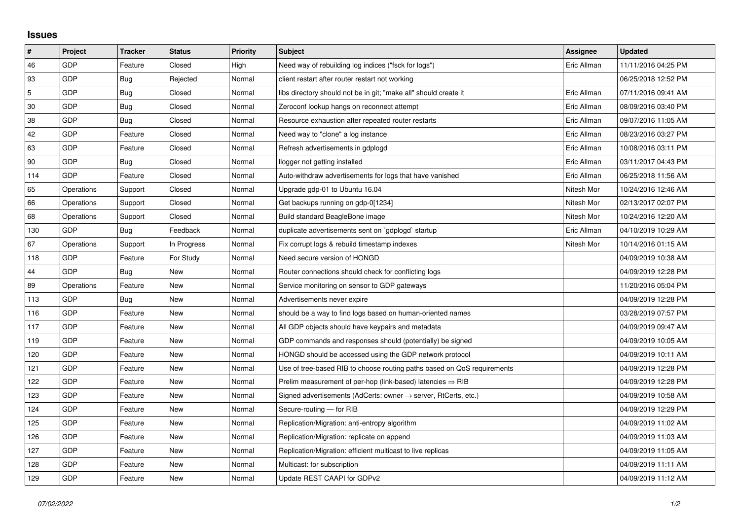## Issues

| # | Project | Tracker | Status | Priority | Subject | Assignee | Updated |
|---|---|---|---|---|---|---|---|
| 46 | GDP | Feature | Closed | High | Need way of rebuilding log indices ("fsck for logs") | Eric Allman | 11/11/2016 04:25 PM |
| 93 | GDP | Bug | Rejected | Normal | client restart after router restart not working | | 06/25/2018 12:52 PM |
| 5 | GDP | Bug | Closed | Normal | libs directory should not be in git; "make all" should create it | Eric Allman | 07/11/2016 09:41 AM |
| 30 | GDP | Bug | Closed | Normal | Zeroconf lookup hangs on reconnect attempt | Eric Allman | 08/09/2016 03:40 PM |
| 38 | GDP | Bug | Closed | Normal | Resource exhaustion after repeated router restarts | Eric Allman | 09/07/2016 11:05 AM |
| 42 | GDP | Feature | Closed | Normal | Need way to "clone" a log instance | Eric Allman | 08/23/2016 03:27 PM |
| 63 | GDP | Feature | Closed | Normal | Refresh advertisements in gdplogd | Eric Allman | 10/08/2016 03:11 PM |
| 90 | GDP | Bug | Closed | Normal | llogger not getting installed | Eric Allman | 03/11/2017 04:43 PM |
| 114 | GDP | Feature | Closed | Normal | Auto-withdraw advertisements for logs that have vanished | Eric Allman | 06/25/2018 11:56 AM |
| 65 | Operations | Support | Closed | Normal | Upgrade gdp-01 to Ubuntu 16.04 | Nitesh Mor | 10/24/2016 12:46 AM |
| 66 | Operations | Support | Closed | Normal | Get backups running on gdp-0[1234] | Nitesh Mor | 02/13/2017 02:07 PM |
| 68 | Operations | Support | Closed | Normal | Build standard BeagleBone image | Nitesh Mor | 10/24/2016 12:20 AM |
| 130 | GDP | Bug | Feedback | Normal | duplicate advertisements sent on `gdplogd` startup | Eric Allman | 04/10/2019 10:29 AM |
| 67 | Operations | Support | In Progress | Normal | Fix corrupt logs & rebuild timestamp indexes | Nitesh Mor | 10/14/2016 01:15 AM |
| 118 | GDP | Feature | For Study | Normal | Need secure version of HONGD | | 04/09/2019 10:38 AM |
| 44 | GDP | Bug | New | Normal | Router connections should check for conflicting logs | | 04/09/2019 12:28 PM |
| 89 | Operations | Feature | New | Normal | Service monitoring on sensor to GDP gateways | | 11/20/2016 05:04 PM |
| 113 | GDP | Bug | New | Normal | Advertisements never expire | | 04/09/2019 12:28 PM |
| 116 | GDP | Feature | New | Normal | should be a way to find logs based on human-oriented names | | 03/28/2019 07:57 PM |
| 117 | GDP | Feature | New | Normal | All GDP objects should have keypairs and metadata | | 04/09/2019 09:47 AM |
| 119 | GDP | Feature | New | Normal | GDP commands and responses should (potentially) be signed | | 04/09/2019 10:05 AM |
| 120 | GDP | Feature | New | Normal | HONGD should be accessed using the GDP network protocol | | 04/09/2019 10:11 AM |
| 121 | GDP | Feature | New | Normal | Use of tree-based RIB to choose routing paths based on QoS requirements | | 04/09/2019 12:28 PM |
| 122 | GDP | Feature | New | Normal | Prelim measurement of per-hop (link-based) latencies ⇒ RIB | | 04/09/2019 12:28 PM |
| 123 | GDP | Feature | New | Normal | Signed advertisements (AdCerts: owner → server, RtCerts, etc.) | | 04/09/2019 10:58 AM |
| 124 | GDP | Feature | New | Normal | Secure-routing — for RIB | | 04/09/2019 12:29 PM |
| 125 | GDP | Feature | New | Normal | Replication/Migration: anti-entropy algorithm | | 04/09/2019 11:02 AM |
| 126 | GDP | Feature | New | Normal | Replication/Migration: replicate on append | | 04/09/2019 11:03 AM |
| 127 | GDP | Feature | New | Normal | Replication/Migration: efficient multicast to live replicas | | 04/09/2019 11:05 AM |
| 128 | GDP | Feature | New | Normal | Multicast: for subscription | | 04/09/2019 11:11 AM |
| 129 | GDP | Feature | New | Normal | Update REST CAAPI for GDPv2 | | 04/09/2019 11:12 AM |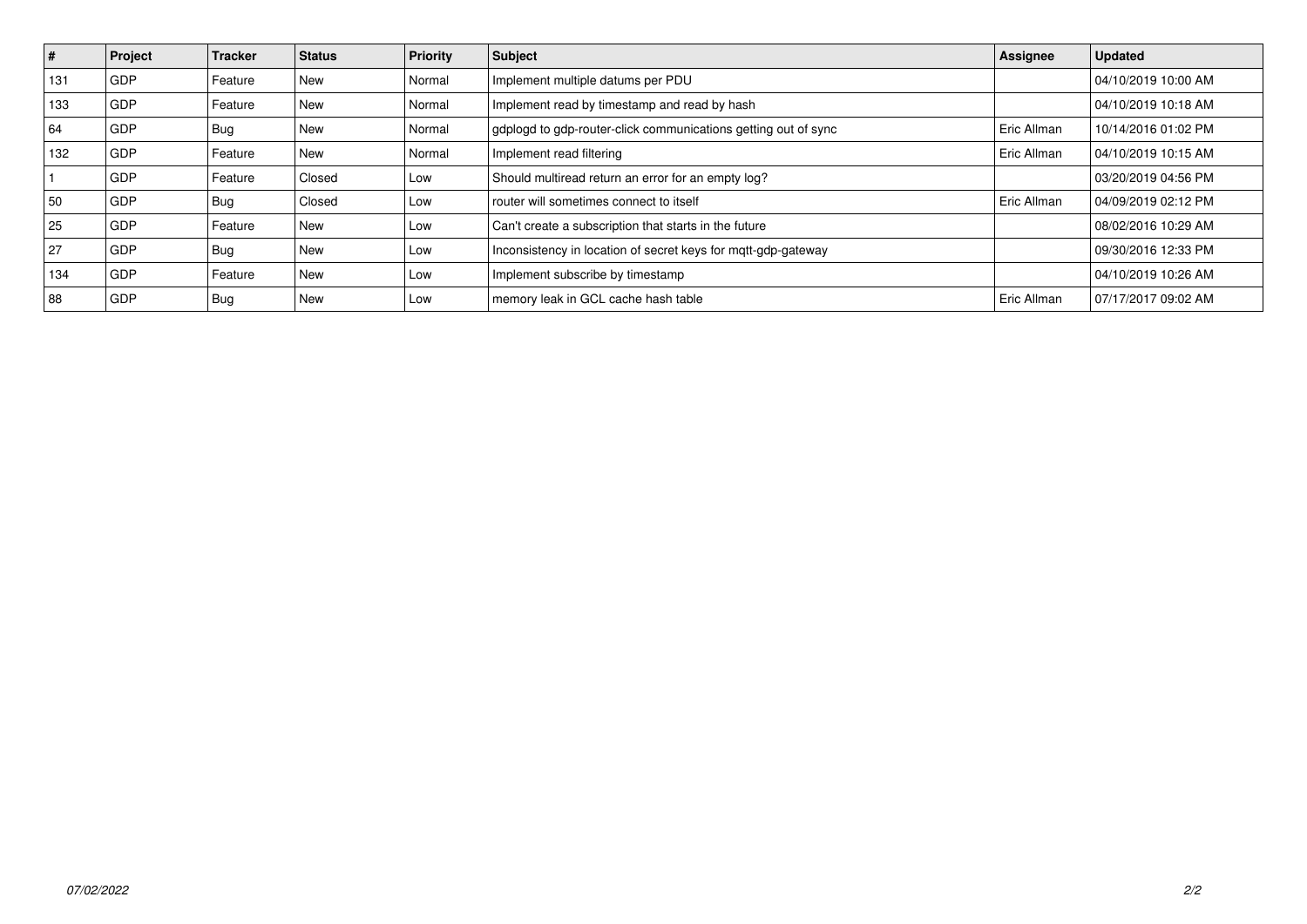| # | Project | Tracker | Status | Priority | Subject | Assignee | Updated |
|---|---|---|---|---|---|---|---|
| 131 | GDP | Feature | New | Normal | Implement multiple datums per PDU | | 04/10/2019 10:00 AM |
| 133 | GDP | Feature | New | Normal | Implement read by timestamp and read by hash | | 04/10/2019 10:18 AM |
| 64 | GDP | Bug | New | Normal | gdplogd to gdp-router-click communications getting out of sync | Eric Allman | 10/14/2016 01:02 PM |
| 132 | GDP | Feature | New | Normal | Implement read filtering | Eric Allman | 04/10/2019 10:15 AM |
| 1 | GDP | Feature | Closed | Low | Should multiread return an error for an empty log? | | 03/20/2019 04:56 PM |
| 50 | GDP | Bug | Closed | Low | router will sometimes connect to itself | Eric Allman | 04/09/2019 02:12 PM |
| 25 | GDP | Feature | New | Low | Can't create a subscription that starts in the future | | 08/02/2016 10:29 AM |
| 27 | GDP | Bug | New | Low | Inconsistency in location of secret keys for mqtt-gdp-gateway | | 09/30/2016 12:33 PM |
| 134 | GDP | Feature | New | Low | Implement subscribe by timestamp | | 04/10/2019 10:26 AM |
| 88 | GDP | Bug | New | Low | memory leak in GCL cache hash table | Eric Allman | 07/17/2017 09:02 AM |